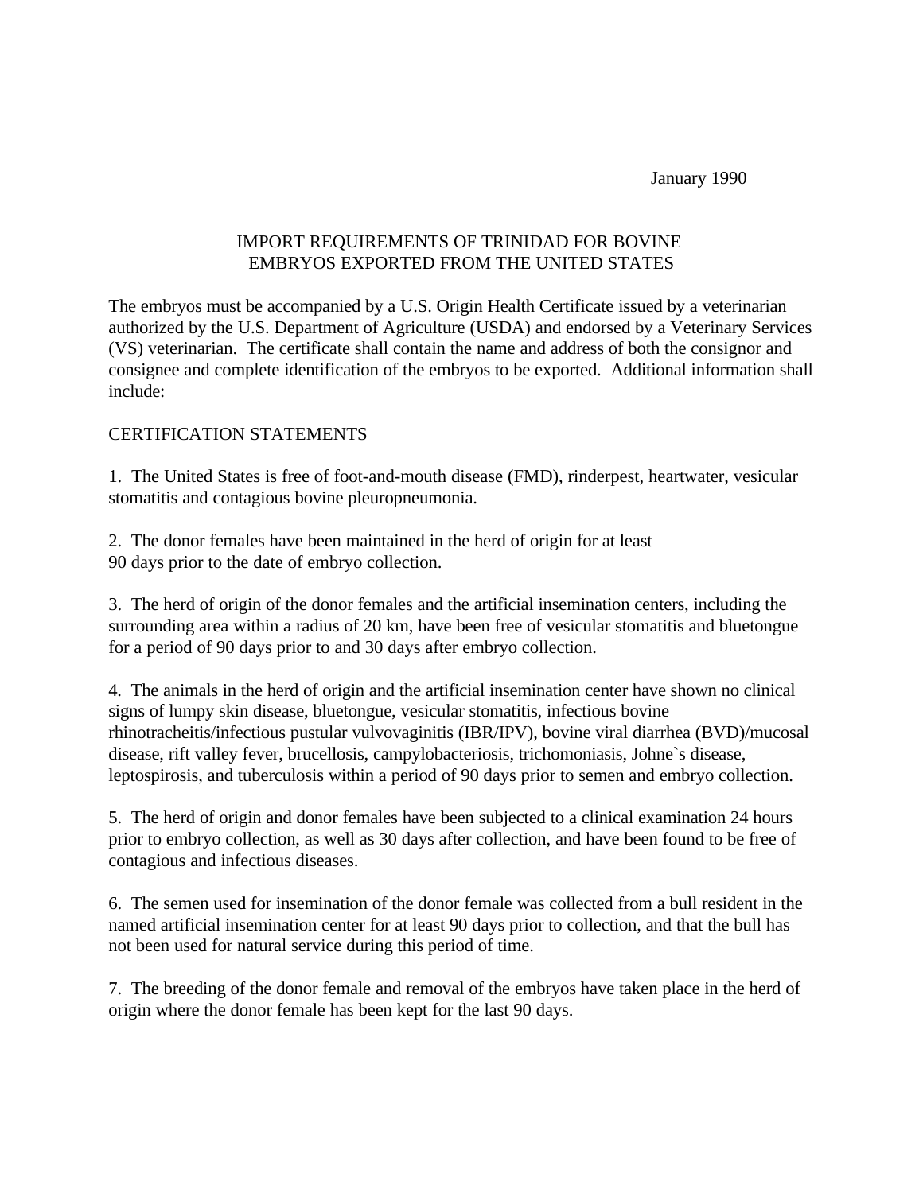January 1990

# IMPORT REQUIREMENTS OF TRINIDAD FOR BOVINE EMBRYOS EXPORTED FROM THE UNITED STATES

The embryos must be accompanied by a U.S. Origin Health Certificate issued by a veterinarian authorized by the U.S. Department of Agriculture (USDA) and endorsed by a Veterinary Services (VS) veterinarian. The certificate shall contain the name and address of both the consignor and consignee and complete identification of the embryos to be exported. Additional information shall include:

## CERTIFICATION STATEMENTS

1. The United States is free of foot-and-mouth disease (FMD), rinderpest, heartwater, vesicular stomatitis and contagious bovine pleuropneumonia.

2. The donor females have been maintained in the herd of origin for at least 90 days prior to the date of embryo collection.

3. The herd of origin of the donor females and the artificial insemination centers, including the surrounding area within a radius of 20 km, have been free of vesicular stomatitis and bluetongue for a period of 90 days prior to and 30 days after embryo collection.

4. The animals in the herd of origin and the artificial insemination center have shown no clinical signs of lumpy skin disease, bluetongue, vesicular stomatitis, infectious bovine rhinotracheitis/infectious pustular vulvovaginitis (IBR/IPV), bovine viral diarrhea (BVD)/mucosal disease, rift valley fever, brucellosis, campylobacteriosis, trichomoniasis, Johne`s disease, leptospirosis, and tuberculosis within a period of 90 days prior to semen and embryo collection.

5. The herd of origin and donor females have been subjected to a clinical examination 24 hours prior to embryo collection, as well as 30 days after collection, and have been found to be free of contagious and infectious diseases.

6. The semen used for insemination of the donor female was collected from a bull resident in the named artificial insemination center for at least 90 days prior to collection, and that the bull has not been used for natural service during this period of time.

7. The breeding of the donor female and removal of the embryos have taken place in the herd of origin where the donor female has been kept for the last 90 days.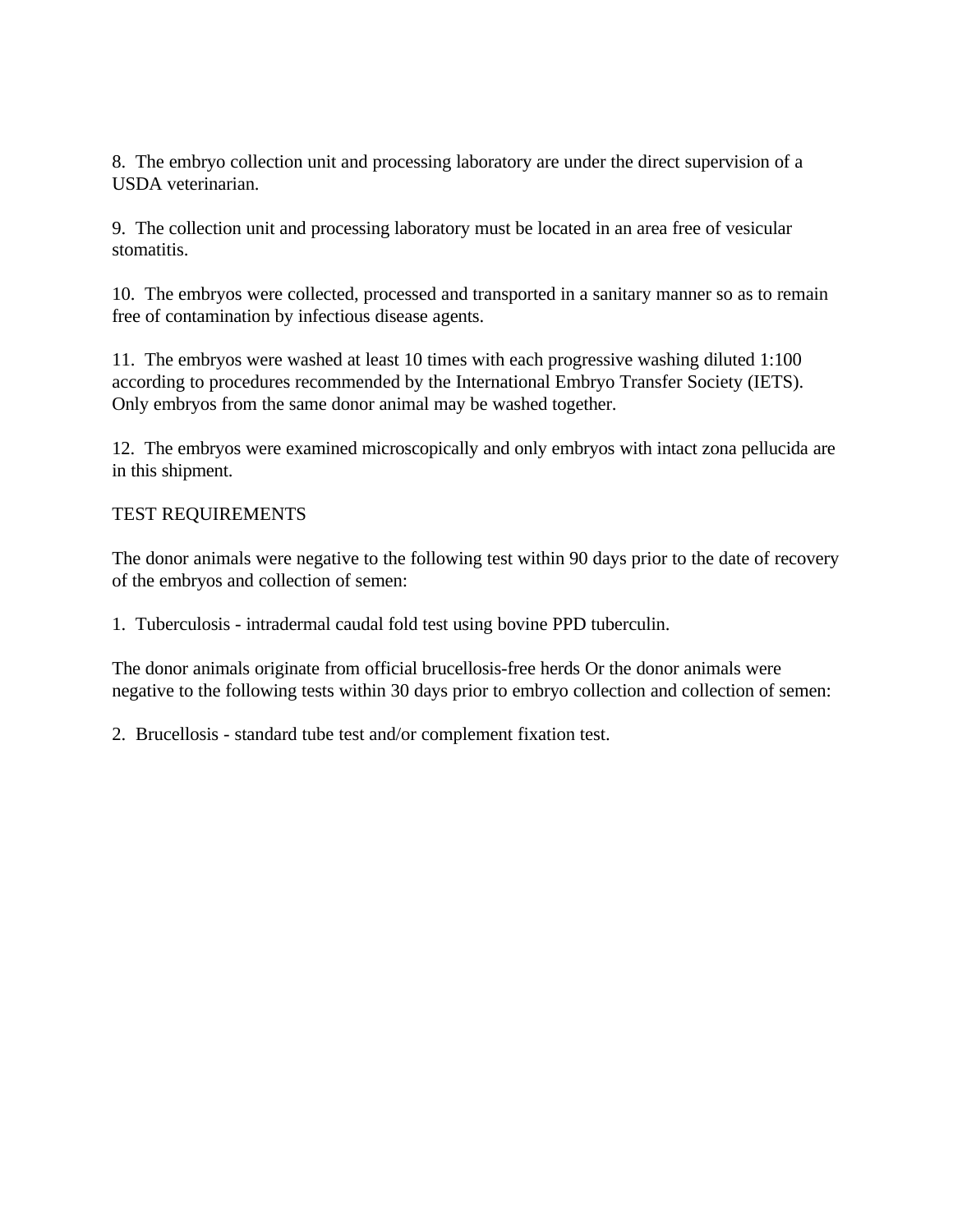8. The embryo collection unit and processing laboratory are under the direct supervision of a USDA veterinarian.

9. The collection unit and processing laboratory must be located in an area free of vesicular stomatitis.

10. The embryos were collected, processed and transported in a sanitary manner so as to remain free of contamination by infectious disease agents.

11. The embryos were washed at least 10 times with each progressive washing diluted 1:100 according to procedures recommended by the International Embryo Transfer Society (IETS). Only embryos from the same donor animal may be washed together.

12. The embryos were examined microscopically and only embryos with intact zona pellucida are in this shipment.

TEST REQUIREMENTS

The donor animals were negative to the following test within 90 days prior to the date of recovery of the embryos and collection of semen:

1. Tuberculosis - intradermal caudal fold test using bovine PPD tuberculin.

The donor animals originate from official brucellosis-free herds Or the donor animals were negative to the following tests within 30 days prior to embryo collection and collection of semen:

2. Brucellosis - standard tube test and/or complement fixation test.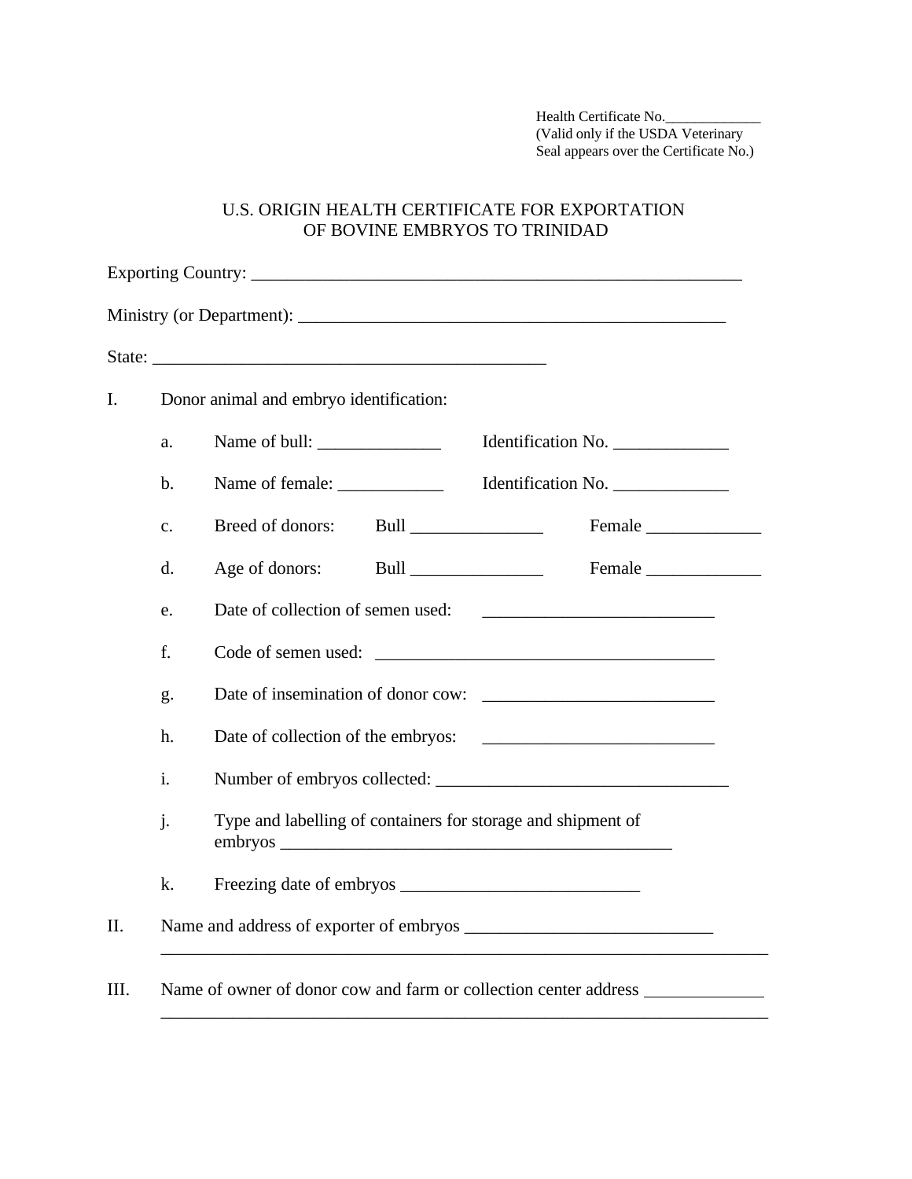Health Certificate No.\_\_\_\_\_\_\_\_\_\_\_\_\_
(Valid only if the USDA Veterinary Seal appears over the Certificate No.)

# U.S. ORIGIN HEALTH CERTIFICATE FOR EXPORTATION OF BOVINE EMBRYOS TO TRINIDAD

Exporting Country: ________________________________________________________

Ministry (or Department): _________________________________________________

State: ______________________________________________

I. Donor animal and embryo identification:

a. Name of bull: ______________ Identification No. _____________

b. Name of female: ____________ Identification No. _____________

c. Breed of donors: Bull _______________ Female _____________

d. Age of donors: Bull _______________ Female _____________

e. Date of collection of semen used: __________________________

f. Code of semen used: _______________________________________

g. Date of insemination of donor cow: __________________________

h. Date of collection of the embryos: __________________________

i. Number of embryos collected: _________________________________

j. Type and labelling of containers for storage and shipment of embryos _____________________________________________

k. Freezing date of embryos ___________________________

II. Name and address of exporter of embryos ____________________________
_______________________________________________________________________

III. Name of owner of donor cow and farm or collection center address _____________
_______________________________________________________________________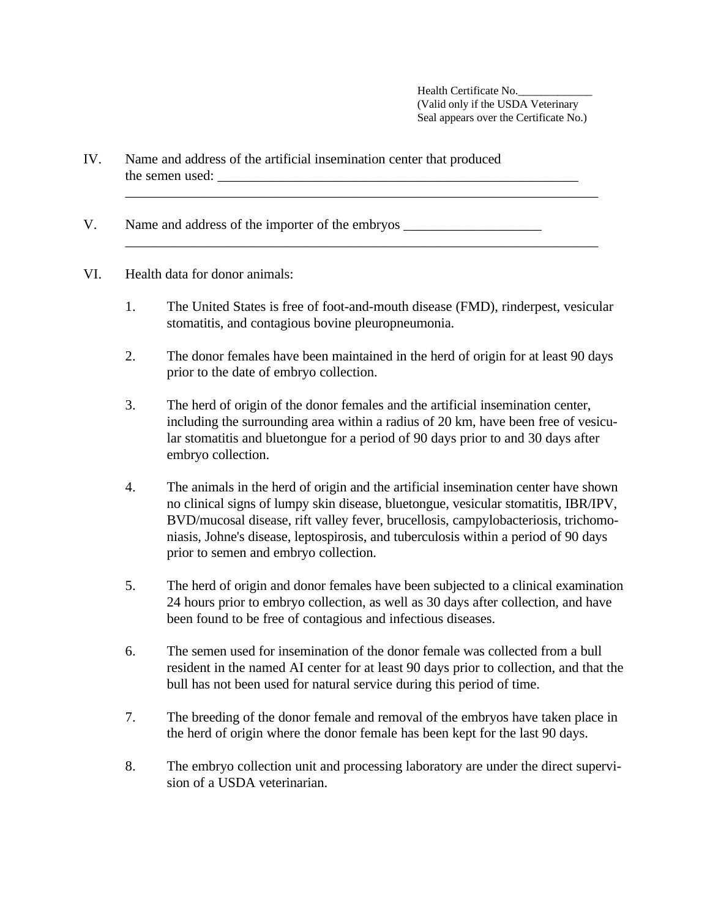Health Certificate No.\_\_\_\_\_\_\_\_\_\_\_\_\_
(Valid only if the USDA Veterinary Seal appears over the Certificate No.)

IV. Name and address of the artificial insemination center that produced the semen used: \_\_\_\_\_\_\_\_\_\_\_\_\_\_\_\_\_\_\_\_\_\_\_\_\_\_\_\_\_\_\_\_\_\_\_\_\_\_\_\_\_\_\_\_\_\_\_\_\_\_\_\_\_\_\_\_
\_\_\_\_\_\_\_\_\_\_\_\_\_\_\_\_\_\_\_\_\_\_\_\_\_\_\_\_\_\_\_\_\_\_\_\_\_\_\_\_\_\_\_\_\_\_\_\_\_\_\_\_\_\_\_\_\_\_\_\_\_\_\_\_\_\_\_\_\_\_

V. Name and address of the importer of the embryos \_\_\_\_\_\_\_\_\_\_\_\_\_\_\_\_\_\_\_\_
\_\_\_\_\_\_\_\_\_\_\_\_\_\_\_\_\_\_\_\_\_\_\_\_\_\_\_\_\_\_\_\_\_\_\_\_\_\_\_\_\_\_\_\_\_\_\_\_\_\_\_\_\_\_\_\_\_\_\_\_\_\_\_\_\_\_\_\_\_\_

VI. Health data for donor animals:

1. The United States is free of foot-and-mouth disease (FMD), rinderpest, vesicular stomatitis, and contagious bovine pleuropneumonia.

2. The donor females have been maintained in the herd of origin for at least 90 days prior to the date of embryo collection.

3. The herd of origin of the donor females and the artificial insemination center, including the surrounding area within a radius of 20 km, have been free of vesicular stomatitis and bluetongue for a period of 90 days prior to and 30 days after embryo collection.

4. The animals in the herd of origin and the artificial insemination center have shown no clinical signs of lumpy skin disease, bluetongue, vesicular stomatitis, IBR/IPV, BVD/mucosal disease, rift valley fever, brucellosis, campylobacteriosis, trichomoniasis, Johne's disease, leptospirosis, and tuberculosis within a period of 90 days prior to semen and embryo collection.

5. The herd of origin and donor females have been subjected to a clinical examination 24 hours prior to embryo collection, as well as 30 days after collection, and have been found to be free of contagious and infectious diseases.

6. The semen used for insemination of the donor female was collected from a bull resident in the named AI center for at least 90 days prior to collection, and that the bull has not been used for natural service during this period of time.

7. The breeding of the donor female and removal of the embryos have taken place in the herd of origin where the donor female has been kept for the last 90 days.

8. The embryo collection unit and processing laboratory are under the direct supervision of a USDA veterinarian.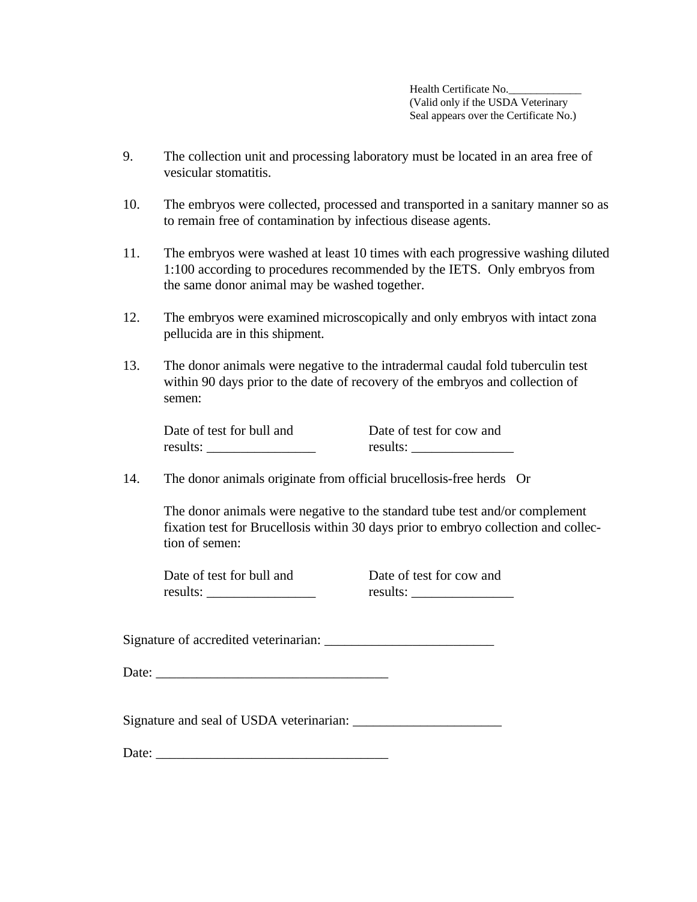Health Certificate No.____________
(Valid only if the USDA Veterinary
Seal appears over the Certificate No.)

9. The collection unit and processing laboratory must be located in an area free of vesicular stomatitis.

10. The embryos were collected, processed and transported in a sanitary manner so as to remain free of contamination by infectious disease agents.

11. The embryos were washed at least 10 times with each progressive washing diluted 1:100 according to procedures recommended by the IETS. Only embryos from the same donor animal may be washed together.

12. The embryos were examined microscopically and only embryos with intact zona pellucida are in this shipment.

13. The donor animals were negative to the intradermal caudal fold tuberculin test within 90 days prior to the date of recovery of the embryos and collection of semen:

    Date of test for bull and results: ________________    Date of test for cow and results: _______________

14. The donor animals originate from official brucellosis-free herds Or

    The donor animals were negative to the standard tube test and/or complement fixation test for Brucellosis within 30 days prior to embryo collection and collection of semen:

    Date of test for bull and results: ________________    Date of test for cow and results: _______________

Signature of accredited veterinarian: _________________________

Date: __________________________________

Signature and seal of USDA veterinarian: ______________________

Date: __________________________________